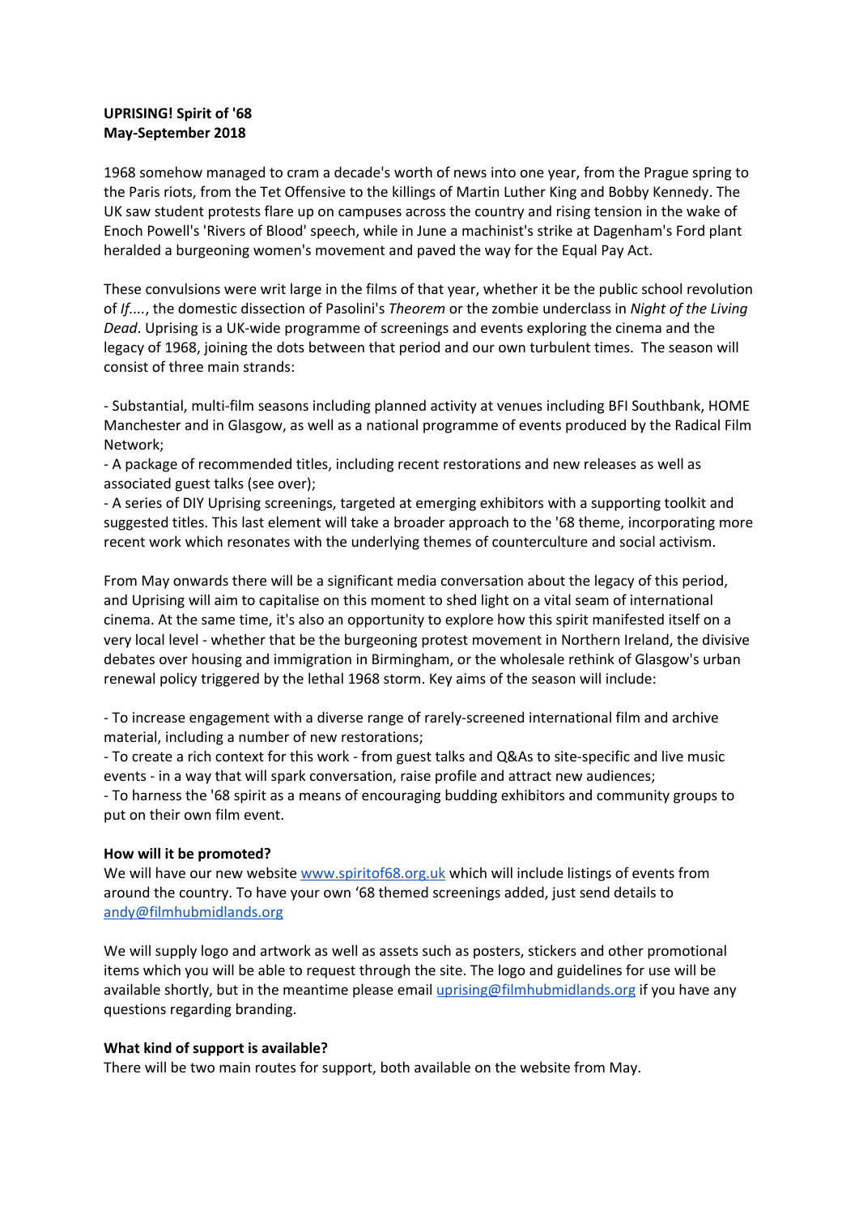**UPRISING! Spirit of '68**
**May-September 2018**

1968 somehow managed to cram a decade's worth of news into one year, from the Prague spring to the Paris riots, from the Tet Offensive to the killings of Martin Luther King and Bobby Kennedy. The UK saw student protests flare up on campuses across the country and rising tension in the wake of Enoch Powell's 'Rivers of Blood' speech, while in June a machinist's strike at Dagenham's Ford plant heralded a burgeoning women's movement and paved the way for the Equal Pay Act.

These convulsions were writ large in the films of that year, whether it be the public school revolution of *If....*, the domestic dissection of Pasolini's *Theorem* or the zombie underclass in *Night of the Living Dead*. Uprising is a UK-wide programme of screenings and events exploring the cinema and the legacy of 1968, joining the dots between that period and our own turbulent times. The season will consist of three main strands:

- Substantial, multi-film seasons including planned activity at venues including BFI Southbank, HOME Manchester and in Glasgow, as well as a national programme of events produced by the Radical Film Network;
- A package of recommended titles, including recent restorations and new releases as well as associated guest talks (see over);
- A series of DIY Uprising screenings, targeted at emerging exhibitors with a supporting toolkit and suggested titles. This last element will take a broader approach to the '68 theme, incorporating more recent work which resonates with the underlying themes of counterculture and social activism.

From May onwards there will be a significant media conversation about the legacy of this period, and Uprising will aim to capitalise on this moment to shed light on a vital seam of international cinema. At the same time, it's also an opportunity to explore how this spirit manifested itself on a very local level - whether that be the burgeoning protest movement in Northern Ireland, the divisive debates over housing and immigration in Birmingham, or the wholesale rethink of Glasgow's urban renewal policy triggered by the lethal 1968 storm. Key aims of the season will include:

- To increase engagement with a diverse range of rarely-screened international film and archive material, including a number of new restorations;
- To create a rich context for this work - from guest talks and Q&As to site-specific and live music events - in a way that will spark conversation, raise profile and attract new audiences;
- To harness the '68 spirit as a means of encouraging budding exhibitors and community groups to put on their own film event.

**How will it be promoted?**

We will have our new website [www.spiritof68.org.uk](http://www.spiritof68.org.uk) which will include listings of events from around the country. To have your own '68 themed screenings added, just send details to [andy@filmhubmidlands.org](mailto:andy@filmhubmidlands.org)

We will supply logo and artwork as well as assets such as posters, stickers and other promotional items which you will be able to request through the site. The logo and guidelines for use will be available shortly, but in the meantime please email [uprising@filmhubmidlands.org](mailto:uprising@filmhubmidlands.org) if you have any questions regarding branding.

**What kind of support is available?**

There will be two main routes for support, both available on the website from May.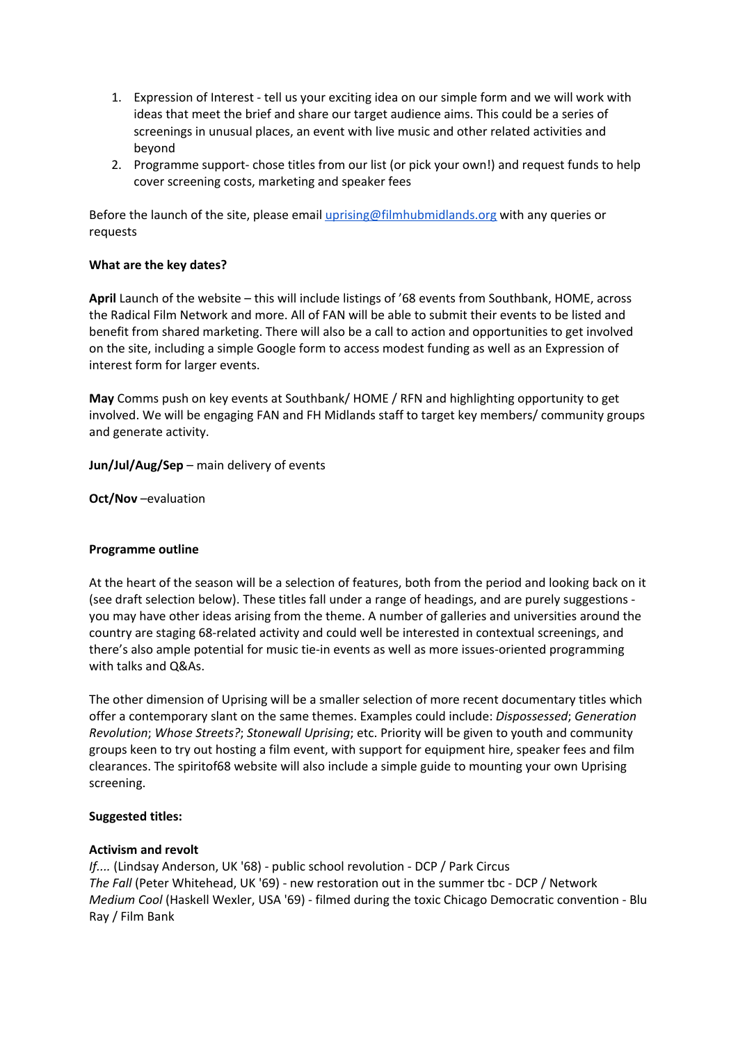1. Expression of Interest - tell us your exciting idea on our simple form and we will work with ideas that meet the brief and share our target audience aims. This could be a series of screenings in unusual places, an event with live music and other related activities and beyond
2. Programme support- chose titles from our list (or pick your own!) and request funds to help cover screening costs, marketing and speaker fees

Before the launch of the site, please email [uprising@filmhubmidlands.org](mailto:uprising@filmhubmidlands.org) with any queries or requests

**What are the key dates?**

**April** Launch of the website – this will include listings of '68 events from Southbank, HOME, across the Radical Film Network and more. All of FAN will be able to submit their events to be listed and benefit from shared marketing. There will also be a call to action and opportunities to get involved on the site, including a simple Google form to access modest funding as well as an Expression of interest form for larger events.

**May** Comms push on key events at Southbank/ HOME / RFN and highlighting opportunity to get involved. We will be engaging FAN and FH Midlands staff to target key members/ community groups and generate activity.

**Jun/Jul/Aug/Sep** – main delivery of events

**Oct/Nov** –evaluation

**Programme outline**

At the heart of the season will be a selection of features, both from the period and looking back on it (see draft selection below). These titles fall under a range of headings, and are purely suggestions - you may have other ideas arising from the theme. A number of galleries and universities around the country are staging 68-related activity and could well be interested in contextual screenings, and there's also ample potential for music tie-in events as well as more issues-oriented programming with talks and Q&As.

The other dimension of Uprising will be a smaller selection of more recent documentary titles which offer a contemporary slant on the same themes. Examples could include: *Dispossessed*; *Generation Revolution*; *Whose Streets?*; *Stonewall Uprising*; etc. Priority will be given to youth and community groups keen to try out hosting a film event, with support for equipment hire, speaker fees and film clearances. The spiritof68 website will also include a simple guide to mounting your own Uprising screening.

**Suggested titles:**

**Activism and revolt**

*If....* (Lindsay Anderson, UK '68) - public school revolution - DCP / Park Circus
*The Fall* (Peter Whitehead, UK '69) - new restoration out in the summer tbc - DCP / Network
*Medium Cool* (Haskell Wexler, USA '69) - filmed during the toxic Chicago Democratic convention - Blu Ray / Film Bank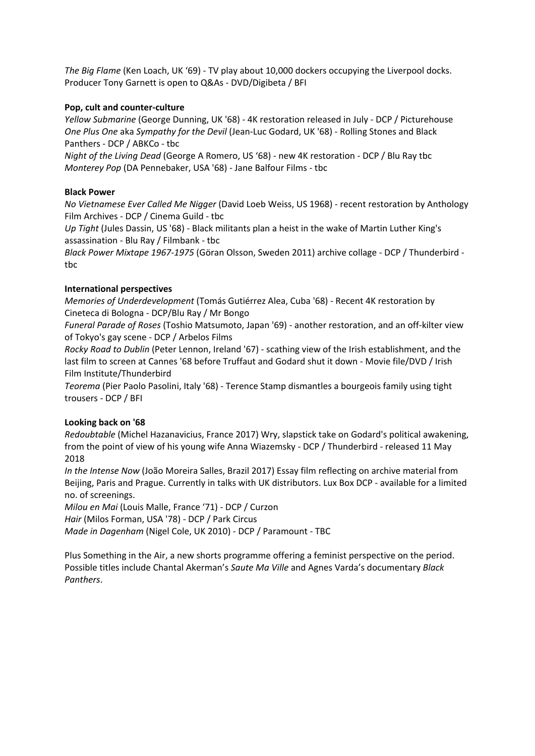*The Big Flame* (Ken Loach, UK '69) - TV play about 10,000 dockers occupying the Liverpool docks. Producer Tony Garnett is open to Q&As - DVD/Digibeta / BFI

**Pop, cult and counter-culture**

*Yellow Submarine* (George Dunning, UK '68) - 4K restoration released in July - DCP / Picturehouse
*One Plus One* aka *Sympathy for the Devil* (Jean-Luc Godard, UK '68) - Rolling Stones and Black Panthers - DCP / ABKCo - tbc
*Night of the Living Dead* (George A Romero, US '68) - new 4K restoration - DCP / Blu Ray tbc
*Monterey Pop* (DA Pennebaker, USA '68) - Jane Balfour Films - tbc

**Black Power**

*No Vietnamese Ever Called Me Nigger* (David Loeb Weiss, US 1968) - recent restoration by Anthology Film Archives - DCP / Cinema Guild - tbc
*Up Tight* (Jules Dassin, US '68) - Black militants plan a heist in the wake of Martin Luther King's assassination - Blu Ray / Filmbank - tbc
*Black Power Mixtape 1967-1975* (Göran Olsson, Sweden 2011) archive collage - DCP / Thunderbird - tbc

**International perspectives**

*Memories of Underdevelopment* (Tomás Gutiérrez Alea, Cuba '68) - Recent 4K restoration by Cineteca di Bologna - DCP/Blu Ray / Mr Bongo
*Funeral Parade of Roses* (Toshio Matsumoto, Japan '69) - another restoration, and an off-kilter view of Tokyo's gay scene - DCP / Arbelos Films
*Rocky Road to Dublin* (Peter Lennon, Ireland '67) - scathing view of the Irish establishment, and the last film to screen at Cannes '68 before Truffaut and Godard shut it down - Movie file/DVD / Irish Film Institute/Thunderbird
*Teorema* (Pier Paolo Pasolini, Italy '68) - Terence Stamp dismantles a bourgeois family using tight trousers - DCP / BFI

**Looking back on '68**

*Redoubtable* (Michel Hazanavicius, France 2017) Wry, slapstick take on Godard's political awakening, from the point of view of his young wife Anna Wiazemsky - DCP / Thunderbird - released 11 May 2018
*In the Intense Now* (João Moreira Salles, Brazil 2017) Essay film reflecting on archive material from Beijing, Paris and Prague. Currently in talks with UK distributors. Lux Box DCP - available for a limited no. of screenings.
*Milou en Mai* (Louis Malle, France '71) - DCP / Curzon
*Hair* (Milos Forman, USA '78) - DCP / Park Circus
*Made in Dagenham* (Nigel Cole, UK 2010) - DCP / Paramount - TBC

Plus Something in the Air, a new shorts programme offering a feminist perspective on the period. Possible titles include Chantal Akerman's *Saute Ma Ville* and Agnes Varda's documentary *Black Panthers*.